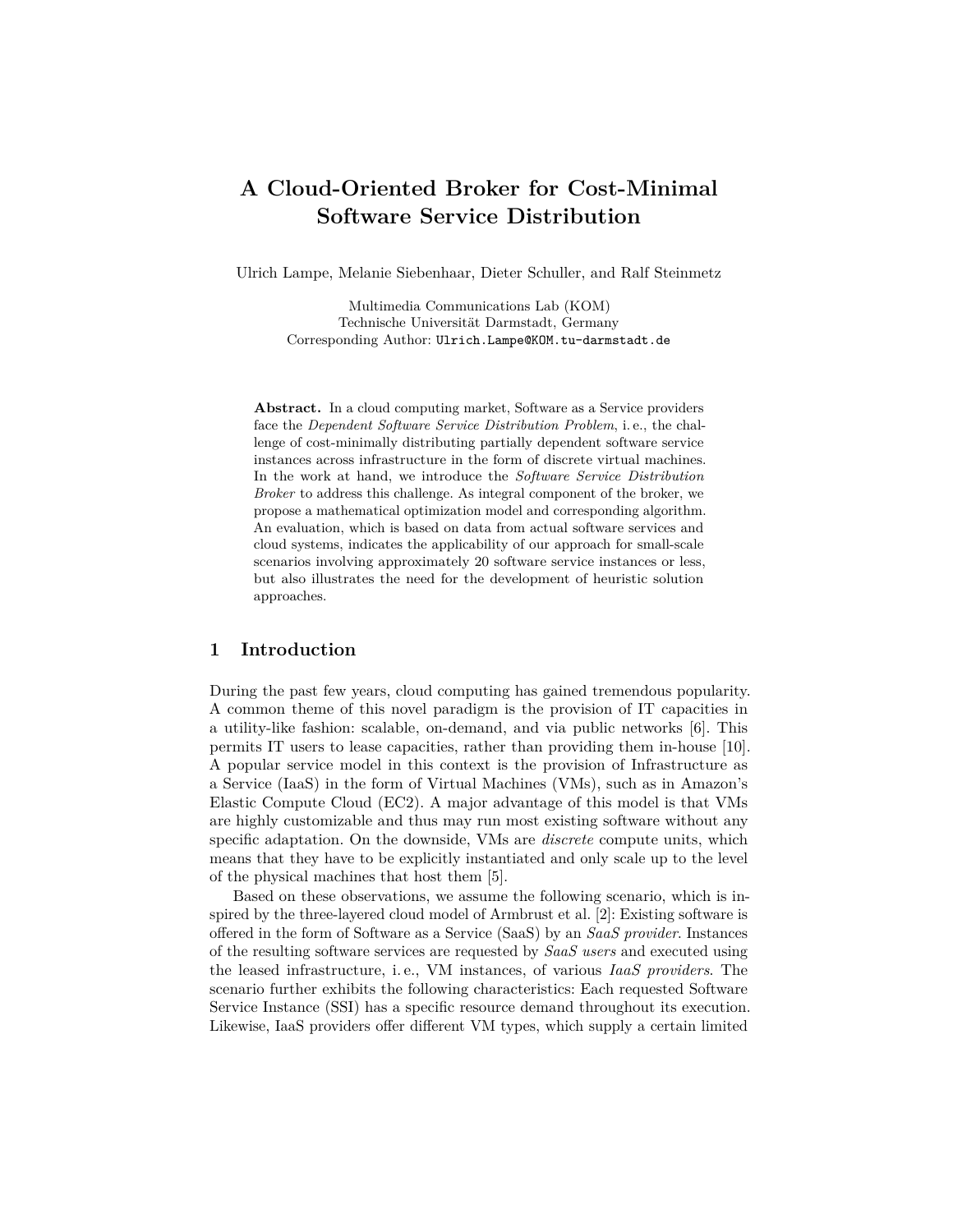# A Cloud-Oriented Broker for Cost-Minimal Software Service Distribution

Ulrich Lampe, Melanie Siebenhaar, Dieter Schuller, and Ralf Steinmetz

Multimedia Communications Lab (KOM)
Technische Universität Darmstadt, Germany
Corresponding Author: Ulrich.Lampe@KOM.tu-darmstadt.de

**Abstract.** In a cloud computing market, Software as a Service providers face the *Dependent Software Service Distribution Problem*, i. e., the challenge of cost-minimally distributing partially dependent software service instances across infrastructure in the form of discrete virtual machines. In the work at hand, we introduce the *Software Service Distribution Broker* to address this challenge. As integral component of the broker, we propose a mathematical optimization model and corresponding algorithm. An evaluation, which is based on data from actual software services and cloud systems, indicates the applicability of our approach for small-scale scenarios involving approximately 20 software service instances or less, but also illustrates the need for the development of heuristic solution approaches.

## 1 Introduction

During the past few years, cloud computing has gained tremendous popularity. A common theme of this novel paradigm is the provision of IT capacities in a utility-like fashion: scalable, on-demand, and via public networks [6]. This permits IT users to lease capacities, rather than providing them in-house [10]. A popular service model in this context is the provision of Infrastructure as a Service (IaaS) in the form of Virtual Machines (VMs), such as in Amazon's Elastic Compute Cloud (EC2). A major advantage of this model is that VMs are highly customizable and thus may run most existing software without any specific adaptation. On the downside, VMs are *discrete* compute units, which means that they have to be explicitly instantiated and only scale up to the level of the physical machines that host them [5].

Based on these observations, we assume the following scenario, which is inspired by the three-layered cloud model of Armbrust et al. [2]: Existing software is offered in the form of Software as a Service (SaaS) by an *SaaS provider*. Instances of the resulting software services are requested by *SaaS users* and executed using the leased infrastructure, i. e., VM instances, of various *IaaS providers*. The scenario further exhibits the following characteristics: Each requested Software Service Instance (SSI) has a specific resource demand throughout its execution. Likewise, IaaS providers offer different VM types, which supply a certain limited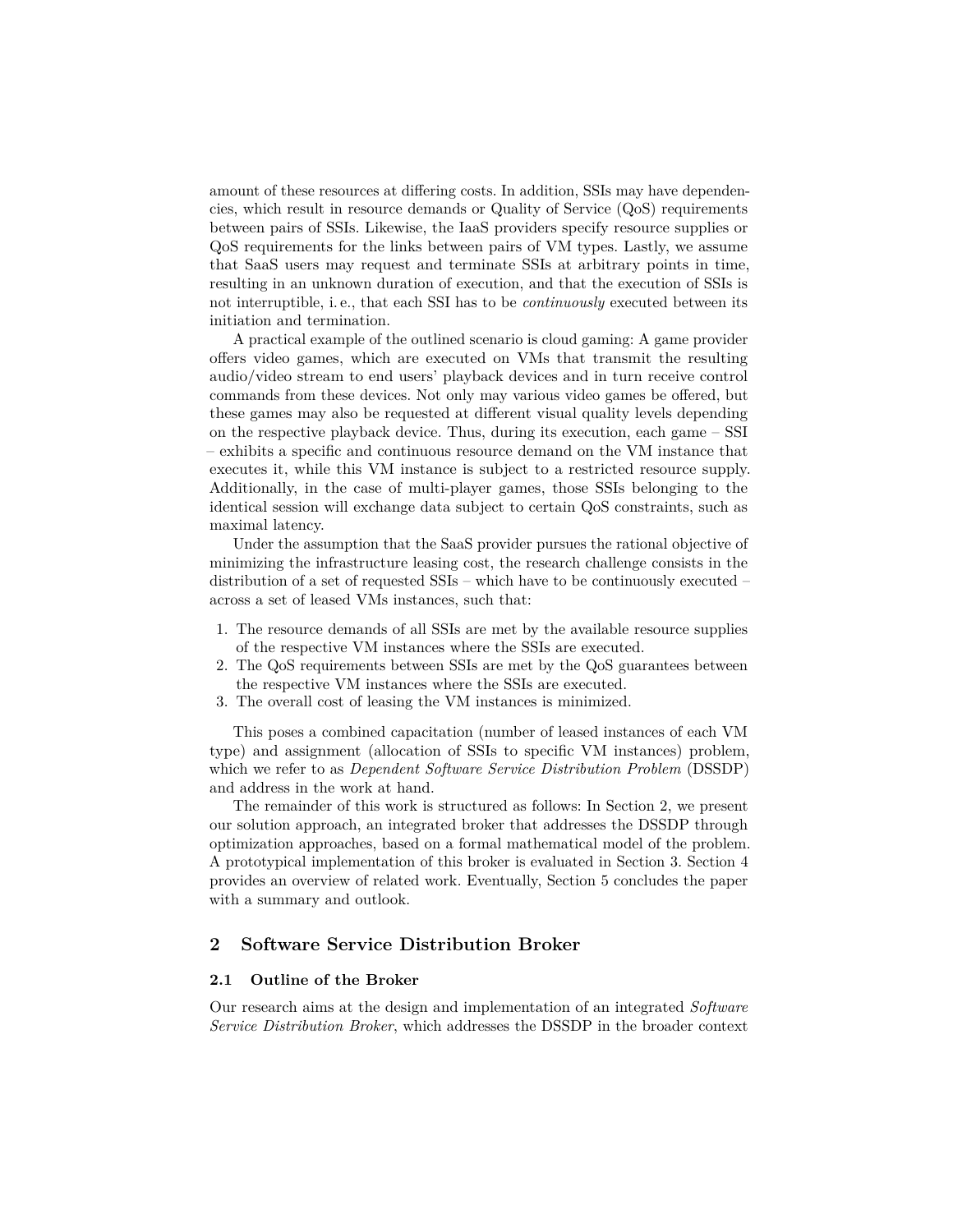amount of these resources at differing costs. In addition, SSIs may have dependencies, which result in resource demands or Quality of Service (QoS) requirements between pairs of SSIs. Likewise, the IaaS providers specify resource supplies or QoS requirements for the links between pairs of VM types. Lastly, we assume that SaaS users may request and terminate SSIs at arbitrary points in time, resulting in an unknown duration of execution, and that the execution of SSIs is not interruptible, i. e., that each SSI has to be *continuously* executed between its initiation and termination.

A practical example of the outlined scenario is cloud gaming: A game provider offers video games, which are executed on VMs that transmit the resulting audio/video stream to end users' playback devices and in turn receive control commands from these devices. Not only may various video games be offered, but these games may also be requested at different visual quality levels depending on the respective playback device. Thus, during its execution, each game – SSI – exhibits a specific and continuous resource demand on the VM instance that executes it, while this VM instance is subject to a restricted resource supply. Additionally, in the case of multi-player games, those SSIs belonging to the identical session will exchange data subject to certain QoS constraints, such as maximal latency.

Under the assumption that the SaaS provider pursues the rational objective of minimizing the infrastructure leasing cost, the research challenge consists in the distribution of a set of requested SSIs – which have to be continuously executed – across a set of leased VMs instances, such that:

1. The resource demands of all SSIs are met by the available resource supplies of the respective VM instances where the SSIs are executed.
2. The QoS requirements between SSIs are met by the QoS guarantees between the respective VM instances where the SSIs are executed.
3. The overall cost of leasing the VM instances is minimized.

This poses a combined capacitation (number of leased instances of each VM type) and assignment (allocation of SSIs to specific VM instances) problem, which we refer to as *Dependent Software Service Distribution Problem* (DSSDP) and address in the work at hand.

The remainder of this work is structured as follows: In Section 2, we present our solution approach, an integrated broker that addresses the DSSDP through optimization approaches, based on a formal mathematical model of the problem. A prototypical implementation of this broker is evaluated in Section 3. Section 4 provides an overview of related work. Eventually, Section 5 concludes the paper with a summary and outlook.

## 2 Software Service Distribution Broker

### 2.1 Outline of the Broker

Our research aims at the design and implementation of an integrated *Software Service Distribution Broker*, which addresses the DSSDP in the broader context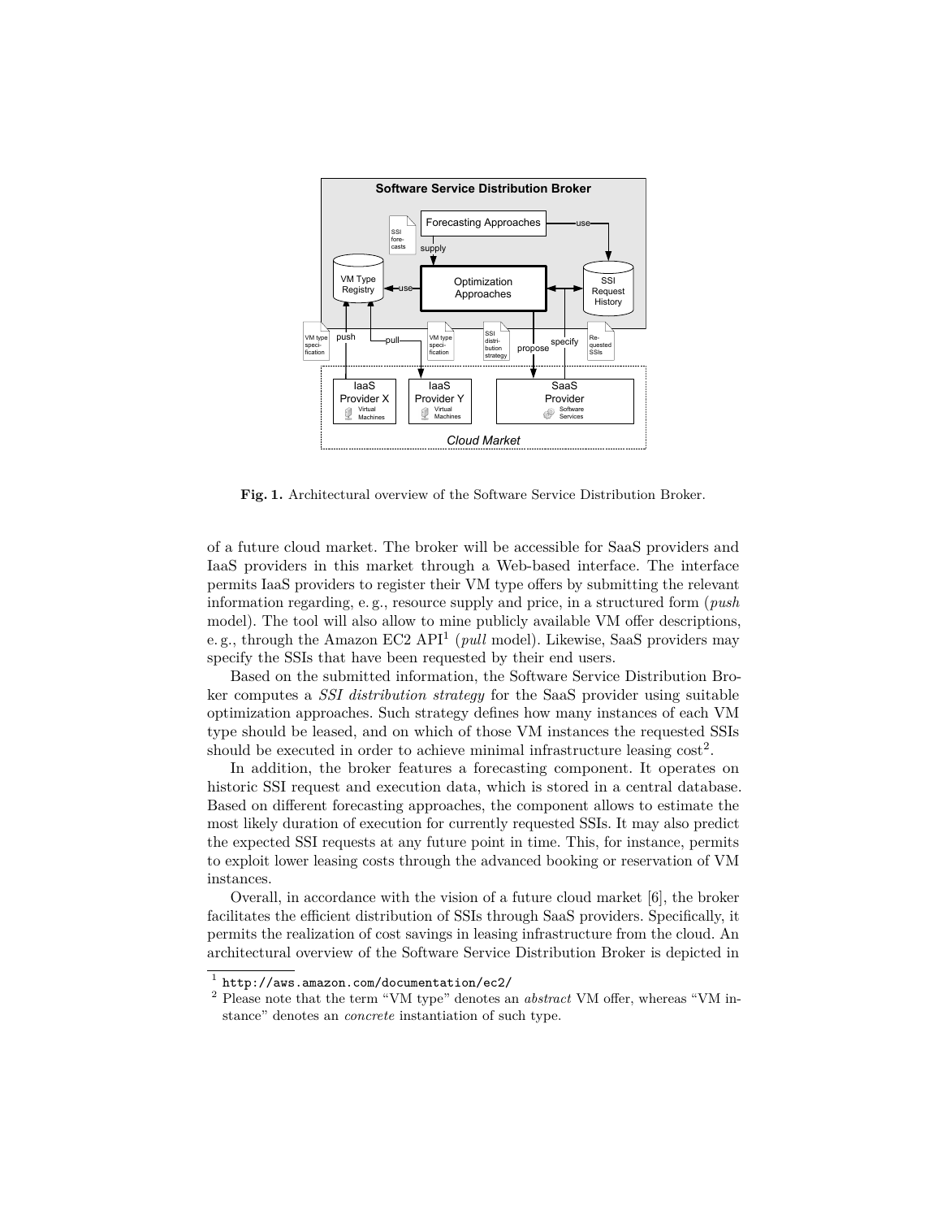Fig. 1. Architectural overview of the Software Service Distribution Broker.

of a future cloud market. The broker will be accessible for SaaS providers and IaaS providers in this market through a Web-based interface. The interface permits IaaS providers to register their VM type offers by submitting the relevant information regarding, e. g., resource supply and price, in a structured form (*push* model). The tool will also allow to mine publicly available VM offer descriptions, e. g., through the Amazon EC2 API[1] (*pull* model). Likewise, SaaS providers may specify the SSIs that have been requested by their end users.

Based on the submitted information, the Software Service Distribution Broker computes a *SSI distribution strategy* for the SaaS provider using suitable optimization approaches. Such strategy defines how many instances of each VM type should be leased, and on which of those VM instances the requested SSIs should be executed in order to achieve minimal infrastructure leasing cost[2].

In addition, the broker features a forecasting component. It operates on historic SSI request and execution data, which is stored in a central database. Based on different forecasting approaches, the component allows to estimate the most likely duration of execution for currently requested SSIs. It may also predict the expected SSI requests at any future point in time. This, for instance, permits to exploit lower leasing costs through the advanced booking or reservation of VM instances.

Overall, in accordance with the vision of a future cloud market [6], the broker facilitates the efficient distribution of SSIs through SaaS providers. Specifically, it permits the realization of cost savings in leasing infrastructure from the cloud. An architectural overview of the Software Service Distribution Broker is depicted in

[1] http://aws.amazon.com/documentation/ec2/

[2] Please note that the term "VM type" denotes an *abstract* VM offer, whereas "VM instance" denotes an *concrete* instantiation of such type.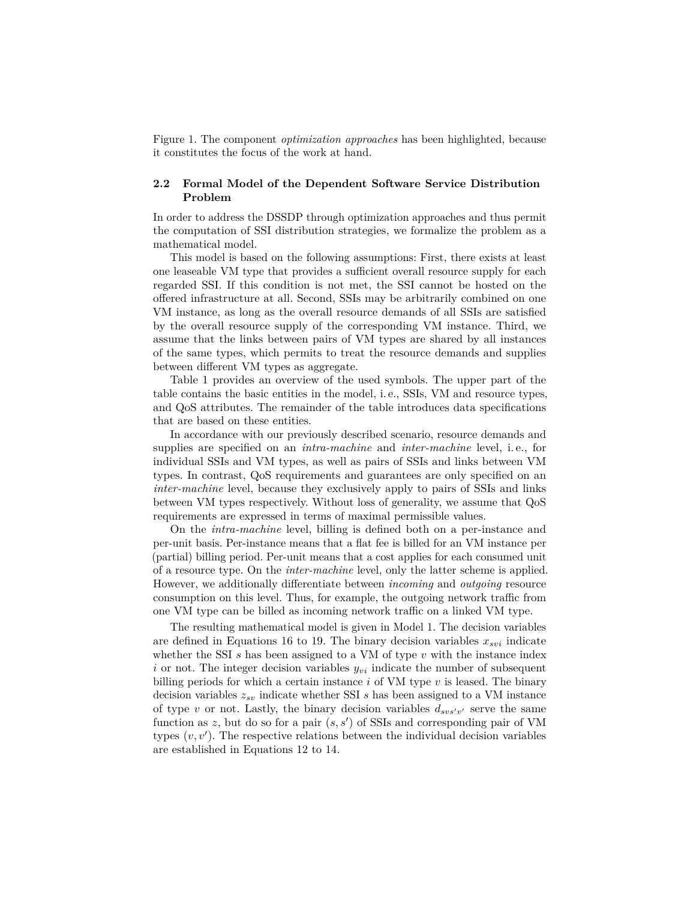Figure 1. The component *optimization approaches* has been highlighted, because it constitutes the focus of the work at hand.

### 2.2 Formal Model of the Dependent Software Service Distribution Problem

In order to address the DSSDP through optimization approaches and thus permit the computation of SSI distribution strategies, we formalize the problem as a mathematical model.

This model is based on the following assumptions: First, there exists at least one leaseable VM type that provides a sufficient overall resource supply for each regarded SSI. If this condition is not met, the SSI cannot be hosted on the offered infrastructure at all. Second, SSIs may be arbitrarily combined on one VM instance, as long as the overall resource demands of all SSIs are satisfied by the overall resource supply of the corresponding VM instance. Third, we assume that the links between pairs of VM types are shared by all instances of the same types, which permits to treat the resource demands and supplies between different VM types as aggregate.

Table 1 provides an overview of the used symbols. The upper part of the table contains the basic entities in the model, i. e., SSIs, VM and resource types, and QoS attributes. The remainder of the table introduces data specifications that are based on these entities.

In accordance with our previously described scenario, resource demands and supplies are specified on an *intra-machine* and *inter-machine* level, i. e., for individual SSIs and VM types, as well as pairs of SSIs and links between VM types. In contrast, QoS requirements and guarantees are only specified on an *inter-machine* level, because they exclusively apply to pairs of SSIs and links between VM types respectively. Without loss of generality, we assume that QoS requirements are expressed in terms of maximal permissible values.

On the *intra-machine* level, billing is defined both on a per-instance and per-unit basis. Per-instance means that a flat fee is billed for an VM instance per (partial) billing period. Per-unit means that a cost applies for each consumed unit of a resource type. On the *inter-machine* level, only the latter scheme is applied. However, we additionally differentiate between *incoming* and *outgoing* resource consumption on this level. Thus, for example, the outgoing network traffic from one VM type can be billed as incoming network traffic on a linked VM type.

The resulting mathematical model is given in Model 1. The decision variables are defined in Equations 16 to 19. The binary decision variables $x_{svi}$ indicate whether the SSI $s$ has been assigned to a VM of type $v$ with the instance index $i$ or not. The integer decision variables $y_{vi}$ indicate the number of subsequent billing periods for which a certain instance $i$ of VM type $v$ is leased. The binary decision variables $z_{sv}$ indicate whether SSI $s$ has been assigned to a VM instance of type $v$ or not. Lastly, the binary decision variables $d_{svs'v'}$ serve the same function as $z$, but do so for a pair $(s, s')$ of SSIs and corresponding pair of VM types $(v, v')$. The respective relations between the individual decision variables are established in Equations 12 to 14.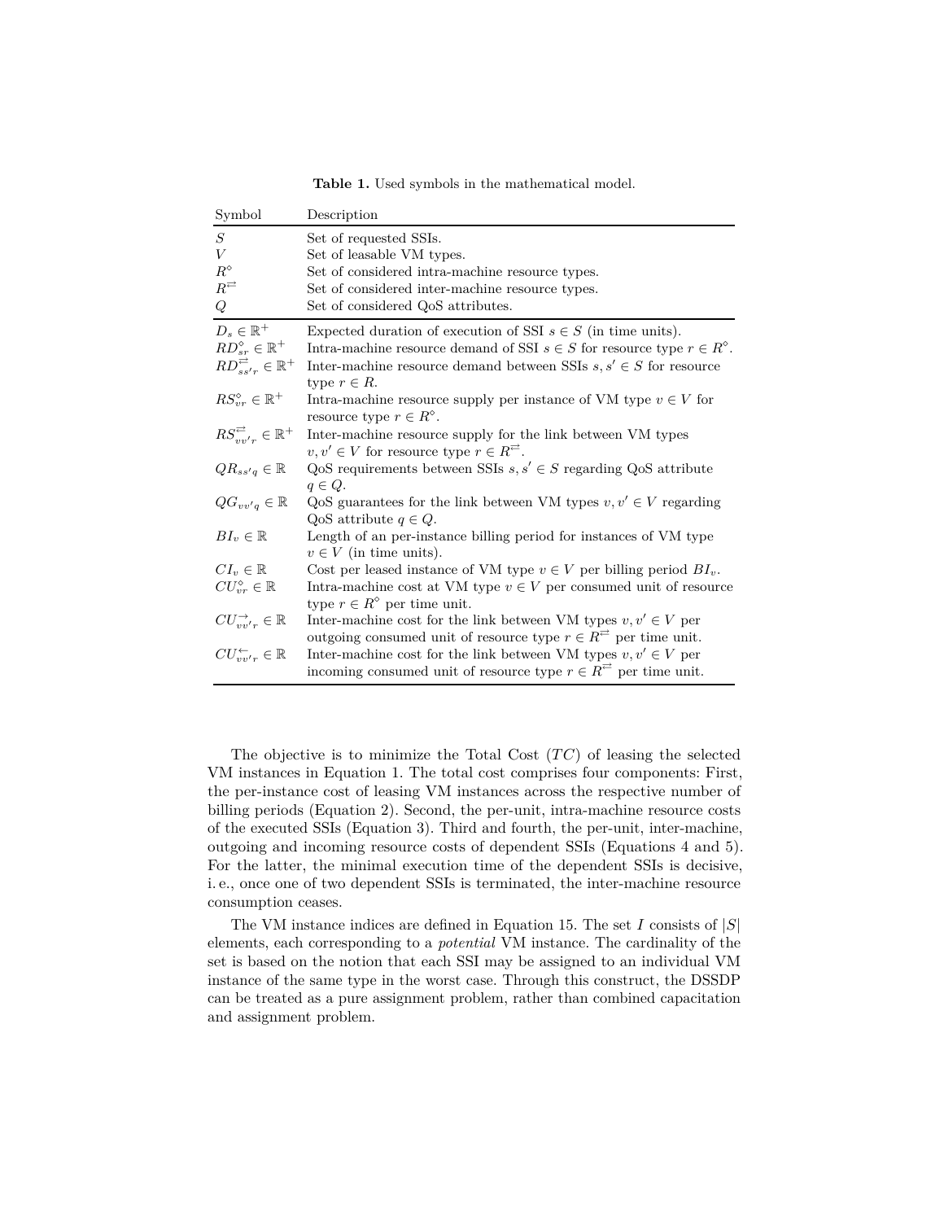**Table 1.** Used symbols in the mathematical model.

| Symbol | Description |
|---|---|
| $S$ | Set of requested SSIs. |
| $V$ | Set of leasable VM types. |
| $R^{\diamond}$ | Set of considered intra-machine resource types. |
| $R^{\rightleftarrows}$ | Set of considered inter-machine resource types. |
| $Q$ | Set of considered QoS attributes. |
| $D_s \in \mathbb{R}^+$ | Expected duration of execution of SSI $s \in S$ (in time units). |
| $RD^{\diamond}_{sr} \in \mathbb{R}^+$ | Intra-machine resource demand of SSI $s \in S$ for resource type $r \in R^{\diamond}$. |
| $RD^{\rightleftarrows}_{ss'r} \in \mathbb{R}^+$ | Inter-machine resource demand between SSIs $s, s' \in S$ for resource type $r \in R$. |
| $RS^{\diamond}_{vr} \in \mathbb{R}^+$ | Intra-machine resource supply per instance of VM type $v \in V$ for resource type $r \in R^{\diamond}$. |
| $RS^{\rightleftarrows}_{vv'r} \in \mathbb{R}^+$ | Inter-machine resource supply for the link between VM types $v, v' \in V$ for resource type $r \in R^{\rightleftarrows}$. |
| $QR_{ss'q} \in \mathbb{R}$ | QoS requirements between SSIs $s, s' \in S$ regarding QoS attribute $q \in Q$. |
| $QG_{vv'q} \in \mathbb{R}$ | QoS guarantees for the link between VM types $v, v' \in V$ regarding QoS attribute $q \in Q$. |
| $BI_v \in \mathbb{R}$ | Length of an per-instance billing period for instances of VM type $v \in V$ (in time units). |
| $CI_v \in \mathbb{R}$ | Cost per leased instance of VM type $v \in V$ per billing period $BI_v$. |
| $CU^{\diamond}_{vr} \in \mathbb{R}$ | Intra-machine cost at VM type $v \in V$ per consumed unit of resource type $r \in R^{\diamond}$ per time unit. |
| $CU^{\rightarrow}_{vv'r} \in \mathbb{R}$ | Inter-machine cost for the link between VM types $v, v' \in V$ per outgoing consumed unit of resource type $r \in R^{\rightleftarrows}$ per time unit. |
| $CU^{\leftarrow}_{vv'r} \in \mathbb{R}$ | Inter-machine cost for the link between VM types $v, v' \in V$ per incoming consumed unit of resource type $r \in R^{\rightleftarrows}$ per time unit. |

The objective is to minimize the Total Cost ($TC$) of leasing the selected VM instances in Equation 1. The total cost comprises four components: First, the per-instance cost of leasing VM instances across the respective number of billing periods (Equation 2). Second, the per-unit, intra-machine resource costs of the executed SSIs (Equation 3). Third and fourth, the per-unit, inter-machine, outgoing and incoming resource costs of dependent SSIs (Equations 4 and 5). For the latter, the minimal execution time of the dependent SSIs is decisive, i. e., once one of two dependent SSIs is terminated, the inter-machine resource consumption ceases.

The VM instance indices are defined in Equation 15. The set $I$ consists of $|S|$ elements, each corresponding to a *potential* VM instance. The cardinality of the set is based on the notion that each SSI may be assigned to an individual VM instance of the same type in the worst case. Through this construct, the DSSDP can be treated as a pure assignment problem, rather than combined capacitation and assignment problem.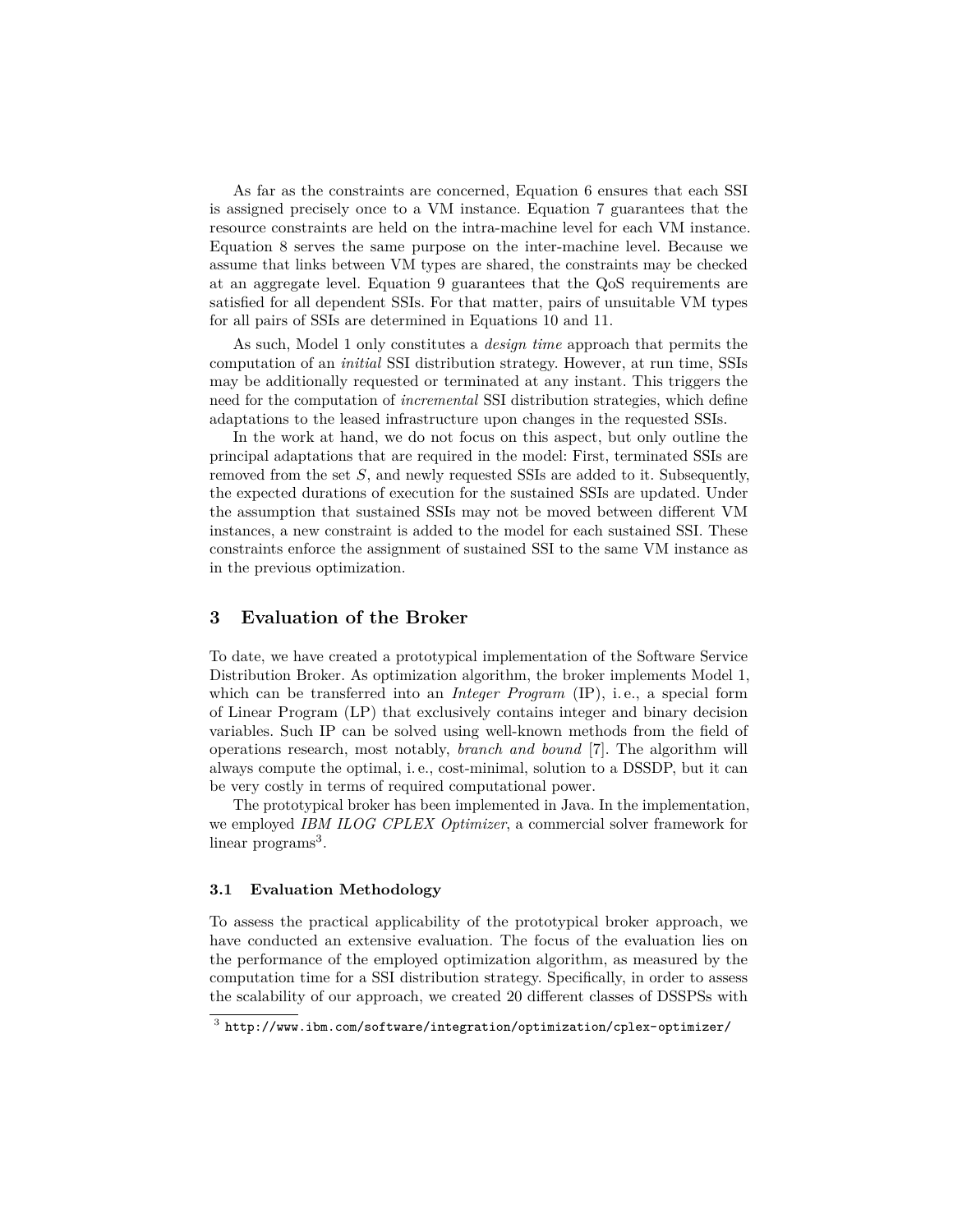As far as the constraints are concerned, Equation 6 ensures that each SSI is assigned precisely once to a VM instance. Equation 7 guarantees that the resource constraints are held on the intra-machine level for each VM instance. Equation 8 serves the same purpose on the inter-machine level. Because we assume that links between VM types are shared, the constraints may be checked at an aggregate level. Equation 9 guarantees that the QoS requirements are satisfied for all dependent SSIs. For that matter, pairs of unsuitable VM types for all pairs of SSIs are determined in Equations 10 and 11.

As such, Model 1 only constitutes a *design time* approach that permits the computation of an *initial* SSI distribution strategy. However, at run time, SSIs may be additionally requested or terminated at any instant. This triggers the need for the computation of *incremental* SSI distribution strategies, which define adaptations to the leased infrastructure upon changes in the requested SSIs.

In the work at hand, we do not focus on this aspect, but only outline the principal adaptations that are required in the model: First, terminated SSIs are removed from the set $S$, and newly requested SSIs are added to it. Subsequently, the expected durations of execution for the sustained SSIs are updated. Under the assumption that sustained SSIs may not be moved between different VM instances, a new constraint is added to the model for each sustained SSI. These constraints enforce the assignment of sustained SSI to the same VM instance as in the previous optimization.

## 3 Evaluation of the Broker

To date, we have created a prototypical implementation of the Software Service Distribution Broker. As optimization algorithm, the broker implements Model 1, which can be transferred into an *Integer Program* (IP), i. e., a special form of Linear Program (LP) that exclusively contains integer and binary decision variables. Such IP can be solved using well-known methods from the field of operations research, most notably, *branch and bound* [7]. The algorithm will always compute the optimal, i. e., cost-minimal, solution to a DSSDP, but it can be very costly in terms of required computational power.

The prototypical broker has been implemented in Java. In the implementation, we employed *IBM ILOG CPLEX Optimizer*, a commercial solver framework for linear programs[3].

### 3.1 Evaluation Methodology

To assess the practical applicability of the prototypical broker approach, we have conducted an extensive evaluation. The focus of the evaluation lies on the performance of the employed optimization algorithm, as measured by the computation time for a SSI distribution strategy. Specifically, in order to assess the scalability of our approach, we created 20 different classes of DSSPSs with

[3] http://www.ibm.com/software/integration/optimization/cplex-optimizer/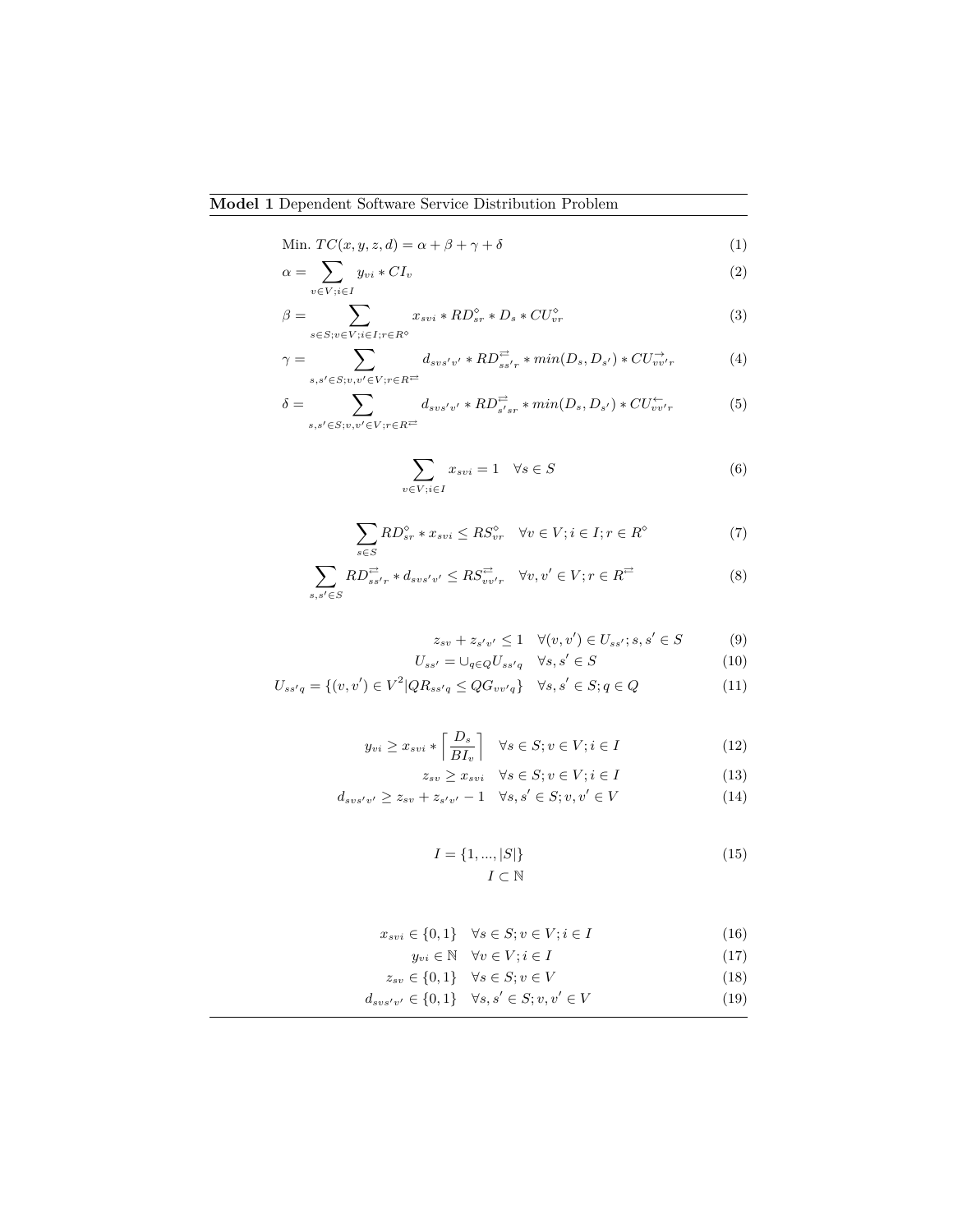**Model 1** Dependent Software Service Distribution Problem

$$\text{Min. } TC(x, y, z, d) = \alpha + \beta + \gamma + \delta \tag{1}$$

$$\alpha = \sum_{v \in V; i \in I} y_{vi} * CI_v \tag{2}$$

$$\beta = \sum_{s \in S; v \in V; i \in I; r \in R^{\diamond}} x_{svi} * RD^{\diamond}_{sr} * D_s * CU^{\diamond}_{vr} \tag{3}$$

$$\gamma = \sum_{s,s' \in S; v,v' \in V; r \in R^{\rightleftarrows}} d_{svs'v'} * RD^{\rightleftarrows}_{ss'r} * min(D_s, D_{s'}) * CU^{\rightarrow}_{vv'r} \tag{4}$$

$$\delta = \sum_{s,s' \in S; v,v' \in V; r \in R^{\rightleftarrows}} d_{svs'v'} * RD^{\rightleftarrows}_{s'sr} * min(D_s, D_{s'}) * CU^{\leftarrow}_{vv'r} \tag{5}$$

$$\sum_{v \in V; i \in I} x_{svi} = 1 \quad \forall s \in S \tag{6}$$

$$\sum_{s \in S} RD^{\diamond}_{sr} * x_{svi} \leq RS^{\diamond}_{vr} \quad \forall v \in V; i \in I; r \in R^{\diamond} \tag{7}$$

$$\sum_{s,s' \in S} RD^{\rightleftarrows}_{ss'r} * d_{svs'v'} \leq RS^{\rightleftarrows}_{vv'r} \quad \forall v, v' \in V; r \in R^{\rightleftarrows} \tag{8}$$

$$z_{sv} + z_{s'v'} \leq 1 \quad \forall (v, v') \in U_{ss'}; s, s' \in S \tag{9}$$

$$U_{ss'} = \cup_{q \in Q} U_{ss'q} \quad \forall s, s' \in S \tag{10}$$

$$U_{ss'q} = \{(v, v') \in V^2 | QR_{ss'q} \leq QG_{vv'q}\} \quad \forall s, s' \in S; q \in Q \tag{11}$$

$$y_{vi} \geq x_{svi} * \left\lceil \frac{D_s}{BI_v} \right\rceil \quad \forall s \in S; v \in V; i \in I \tag{12}$$

$$z_{sv} \geq x_{svi} \quad \forall s \in S; v \in V; i \in I \tag{13}$$

$$d_{svs'v'} \geq z_{sv} + z_{s'v'} - 1 \quad \forall s, s' \in S; v, v' \in V \tag{14}$$

$$I = \{1, ..., |S|\} \tag{15}$$
$$I \subset \mathbb{N}$$

$$x_{svi} \in \{0, 1\} \quad \forall s \in S; v \in V; i \in I \tag{16}$$

$$y_{vi} \in \mathbb{N} \quad \forall v \in V; i \in I \tag{17}$$

$$z_{sv} \in \{0, 1\} \quad \forall s \in S; v \in V \tag{18}$$

$$d_{svs'v'} \in \{0, 1\} \quad \forall s, s' \in S; v, v' \in V \tag{19}$$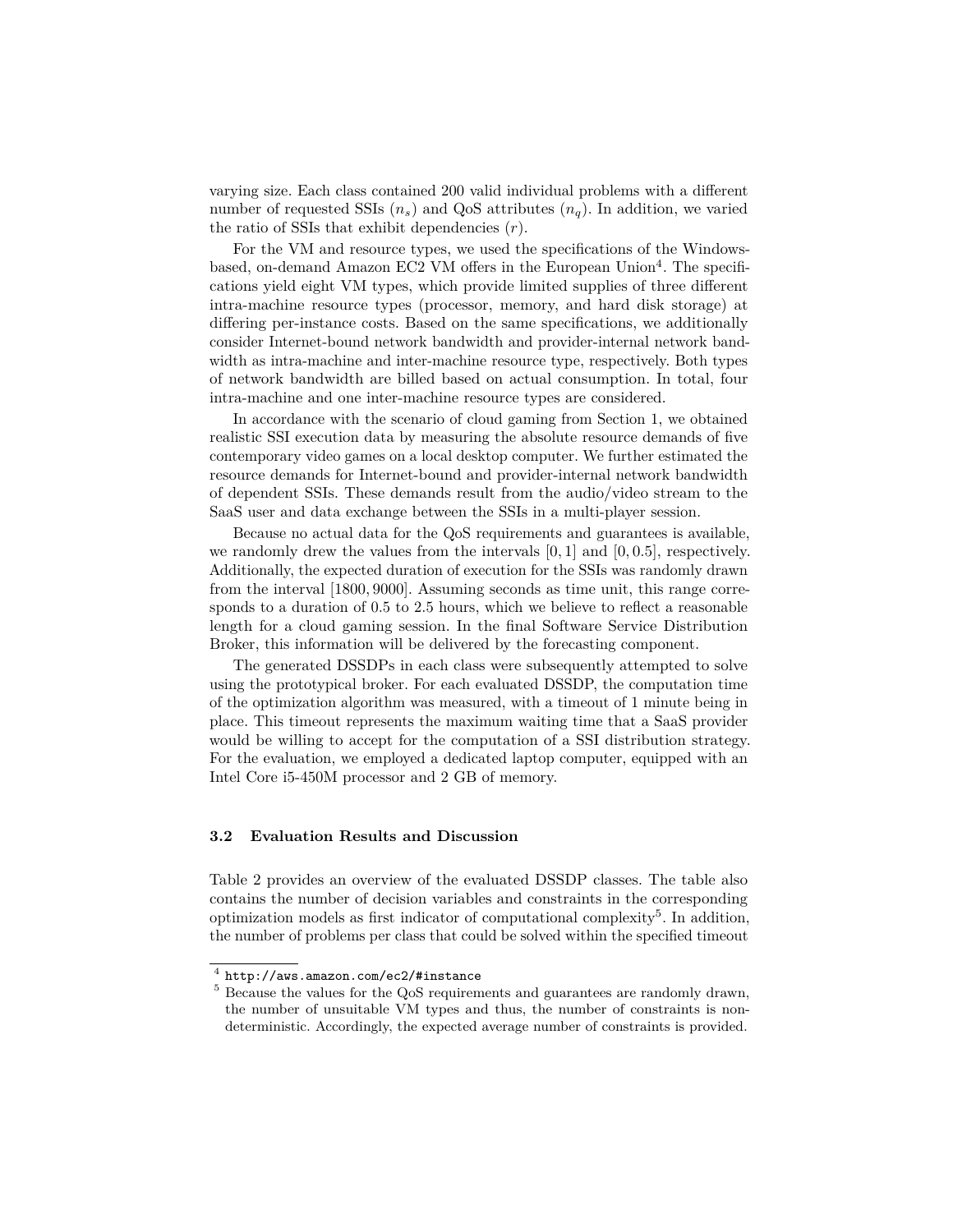varying size. Each class contained 200 valid individual problems with a different number of requested SSIs ($n_s$) and QoS attributes ($n_q$). In addition, we varied the ratio of SSIs that exhibit dependencies ($r$).

For the VM and resource types, we used the specifications of the Windows-based, on-demand Amazon EC2 VM offers in the European Union[4]. The specifications yield eight VM types, which provide limited supplies of three different intra-machine resource types (processor, memory, and hard disk storage) at differing per-instance costs. Based on the same specifications, we additionally consider Internet-bound network bandwidth and provider-internal network bandwidth as intra-machine and inter-machine resource type, respectively. Both types of network bandwidth are billed based on actual consumption. In total, four intra-machine and one inter-machine resource types are considered.

In accordance with the scenario of cloud gaming from Section 1, we obtained realistic SSI execution data by measuring the absolute resource demands of five contemporary video games on a local desktop computer. We further estimated the resource demands for Internet-bound and provider-internal network bandwidth of dependent SSIs. These demands result from the audio/video stream to the SaaS user and data exchange between the SSIs in a multi-player session.

Because no actual data for the QoS requirements and guarantees is available, we randomly drew the values from the intervals $[0, 1]$ and $[0, 0.5]$, respectively. Additionally, the expected duration of execution for the SSIs was randomly drawn from the interval $[1800, 9000]$. Assuming seconds as time unit, this range corresponds to a duration of 0.5 to 2.5 hours, which we believe to reflect a reasonable length for a cloud gaming session. In the final Software Service Distribution Broker, this information will be delivered by the forecasting component.

The generated DSSDPs in each class were subsequently attempted to solve using the prototypical broker. For each evaluated DSSDP, the computation time of the optimization algorithm was measured, with a timeout of 1 minute being in place. This timeout represents the maximum waiting time that a SaaS provider would be willing to accept for the computation of a SSI distribution strategy. For the evaluation, we employed a dedicated laptop computer, equipped with an Intel Core i5-450M processor and 2 GB of memory.

### 3.2 Evaluation Results and Discussion

Table 2 provides an overview of the evaluated DSSDP classes. The table also contains the number of decision variables and constraints in the corresponding optimization models as first indicator of computational complexity[5]. In addition, the number of problems per class that could be solved within the specified timeout

[4] http://aws.amazon.com/ec2/#instance

[5] Because the values for the QoS requirements and guarantees are randomly drawn, the number of unsuitable VM types and thus, the number of constraints is non-deterministic. Accordingly, the expected average number of constraints is provided.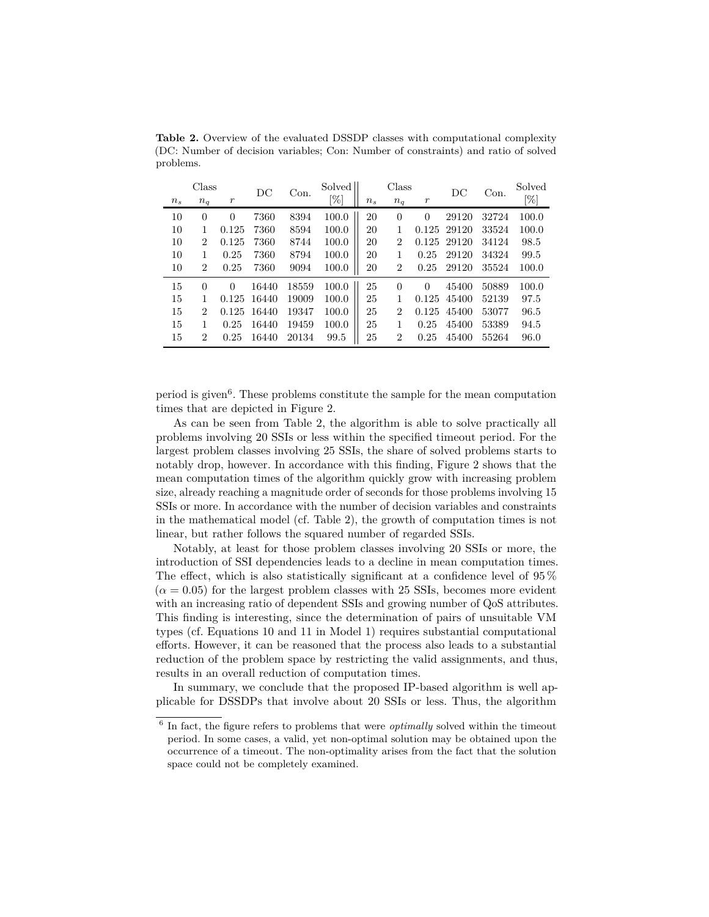**Table 2.** Overview of the evaluated DSSDP classes with computational complexity (DC: Number of decision variables; Con: Number of constraints) and ratio of solved problems.

| Class | | | DC | Con. | Solved | Class | | | DC | Con. | Solved |
|---|---|---|---|---|---|---|---|---|---|---|---|
| $n_s$ | $n_q$ | $r$ | | | [%] | $n_s$ | $n_q$ | $r$ | | | [%] |
| 10 | 0 | 0 | 7360 | 8394 | 100.0 | 20 | 0 | 0 | 29120 | 32724 | 100.0 |
| 10 | 1 | 0.125 | 7360 | 8594 | 100.0 | 20 | 1 | 0.125 | 29120 | 33524 | 100.0 |
| 10 | 2 | 0.125 | 7360 | 8744 | 100.0 | 20 | 2 | 0.125 | 29120 | 34124 | 98.5 |
| 10 | 1 | 0.25 | 7360 | 8794 | 100.0 | 20 | 1 | 0.25 | 29120 | 34324 | 99.5 |
| 10 | 2 | 0.25 | 7360 | 9094 | 100.0 | 20 | 2 | 0.25 | 29120 | 35524 | 100.0 |
| 15 | 0 | 0 | 16440 | 18559 | 100.0 | 25 | 0 | 0 | 45400 | 50889 | 100.0 |
| 15 | 1 | 0.125 | 16440 | 19009 | 100.0 | 25 | 1 | 0.125 | 45400 | 52139 | 97.5 |
| 15 | 2 | 0.125 | 16440 | 19347 | 100.0 | 25 | 2 | 0.125 | 45400 | 53077 | 96.5 |
| 15 | 1 | 0.25 | 16440 | 19459 | 100.0 | 25 | 1 | 0.25 | 45400 | 53389 | 94.5 |
| 15 | 2 | 0.25 | 16440 | 20134 | 99.5 | 25 | 2 | 0.25 | 45400 | 55264 | 96.0 |

period is given[6]. These problems constitute the sample for the mean computation times that are depicted in Figure 2.

As can be seen from Table 2, the algorithm is able to solve practically all problems involving 20 SSIs or less within the specified timeout period. For the largest problem classes involving 25 SSIs, the share of solved problems starts to notably drop, however. In accordance with this finding, Figure 2 shows that the mean computation times of the algorithm quickly grow with increasing problem size, already reaching a magnitude order of seconds for those problems involving 15 SSIs or more. In accordance with the number of decision variables and constraints in the mathematical model (cf. Table 2), the growth of computation times is not linear, but rather follows the squared number of regarded SSIs.

Notably, at least for those problem classes involving 20 SSIs or more, the introduction of SSI dependencies leads to a decline in mean computation times. The effect, which is also statistically significant at a confidence level of 95 % ($\alpha = 0.05$) for the largest problem classes with 25 SSIs, becomes more evident with an increasing ratio of dependent SSIs and growing number of QoS attributes. This finding is interesting, since the determination of pairs of unsuitable VM types (cf. Equations 10 and 11 in Model 1) requires substantial computational efforts. However, it can be reasoned that the process also leads to a substantial reduction of the problem space by restricting the valid assignments, and thus, results in an overall reduction of computation times.

In summary, we conclude that the proposed IP-based algorithm is well applicable for DSSDPs that involve about 20 SSIs or less. Thus, the algorithm

[6] In fact, the figure refers to problems that were *optimally* solved within the timeout period. In some cases, a valid, yet non-optimal solution may be obtained upon the occurrence of a timeout. The non-optimality arises from the fact that the solution space could not be completely examined.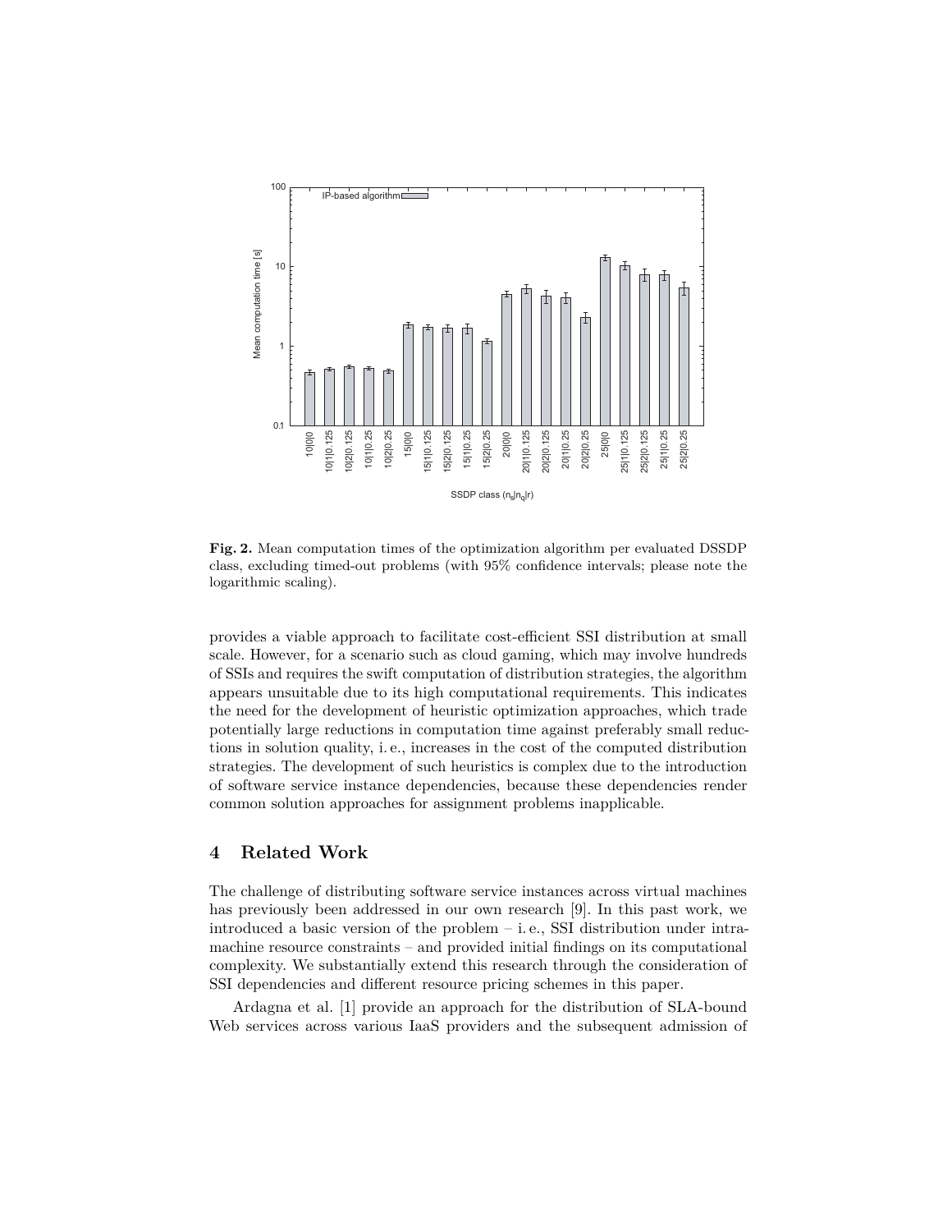**Fig. 2.** Mean computation times of the optimization algorithm per evaluated DSSDP class, excluding timed-out problems (with 95% confidence intervals; please note the logarithmic scaling).

provides a viable approach to facilitate cost-efficient SSI distribution at small scale. However, for a scenario such as cloud gaming, which may involve hundreds of SSIs and requires the swift computation of distribution strategies, the algorithm appears unsuitable due to its high computational requirements. This indicates the need for the development of heuristic optimization approaches, which trade potentially large reductions in computation time against preferably small reductions in solution quality, i. e., increases in the cost of the computed distribution strategies. The development of such heuristics is complex due to the introduction of software service instance dependencies, because these dependencies render common solution approaches for assignment problems inapplicable.

## 4 Related Work

The challenge of distributing software service instances across virtual machines has previously been addressed in our own research [9]. In this past work, we introduced a basic version of the problem – i. e., SSI distribution under intra-machine resource constraints – and provided initial findings on its computational complexity. We substantially extend this research through the consideration of SSI dependencies and different resource pricing schemes in this paper.

Ardagna et al. [1] provide an approach for the distribution of SLA-bound Web services across various IaaS providers and the subsequent admission of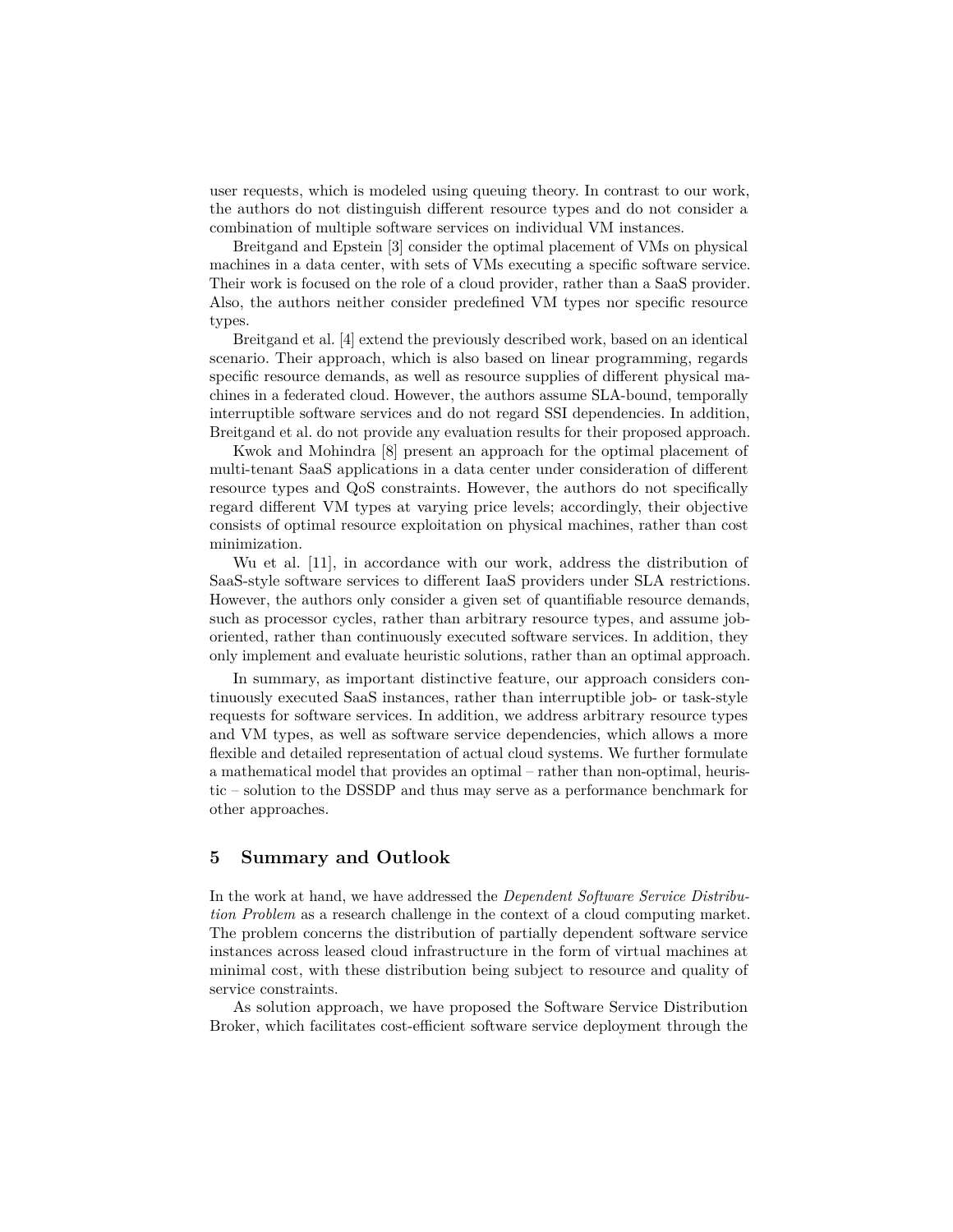user requests, which is modeled using queuing theory. In contrast to our work, the authors do not distinguish different resource types and do not consider a combination of multiple software services on individual VM instances.

Breitgand and Epstein [3] consider the optimal placement of VMs on physical machines in a data center, with sets of VMs executing a specific software service. Their work is focused on the role of a cloud provider, rather than a SaaS provider. Also, the authors neither consider predefined VM types nor specific resource types.

Breitgand et al. [4] extend the previously described work, based on an identical scenario. Their approach, which is also based on linear programming, regards specific resource demands, as well as resource supplies of different physical machines in a federated cloud. However, the authors assume SLA-bound, temporally interruptible software services and do not regard SSI dependencies. In addition, Breitgand et al. do not provide any evaluation results for their proposed approach.

Kwok and Mohindra [8] present an approach for the optimal placement of multi-tenant SaaS applications in a data center under consideration of different resource types and QoS constraints. However, the authors do not specifically regard different VM types at varying price levels; accordingly, their objective consists of optimal resource exploitation on physical machines, rather than cost minimization.

Wu et al. [11], in accordance with our work, address the distribution of SaaS-style software services to different IaaS providers under SLA restrictions. However, the authors only consider a given set of quantifiable resource demands, such as processor cycles, rather than arbitrary resource types, and assume job-oriented, rather than continuously executed software services. In addition, they only implement and evaluate heuristic solutions, rather than an optimal approach.

In summary, as important distinctive feature, our approach considers continuously executed SaaS instances, rather than interruptible job- or task-style requests for software services. In addition, we address arbitrary resource types and VM types, as well as software service dependencies, which allows a more flexible and detailed representation of actual cloud systems. We further formulate a mathematical model that provides an optimal – rather than non-optimal, heuristic – solution to the DSSDP and thus may serve as a performance benchmark for other approaches.

## 5 Summary and Outlook

In the work at hand, we have addressed the *Dependent Software Service Distribution Problem* as a research challenge in the context of a cloud computing market. The problem concerns the distribution of partially dependent software service instances across leased cloud infrastructure in the form of virtual machines at minimal cost, with these distribution being subject to resource and quality of service constraints.

As solution approach, we have proposed the Software Service Distribution Broker, which facilitates cost-efficient software service deployment through the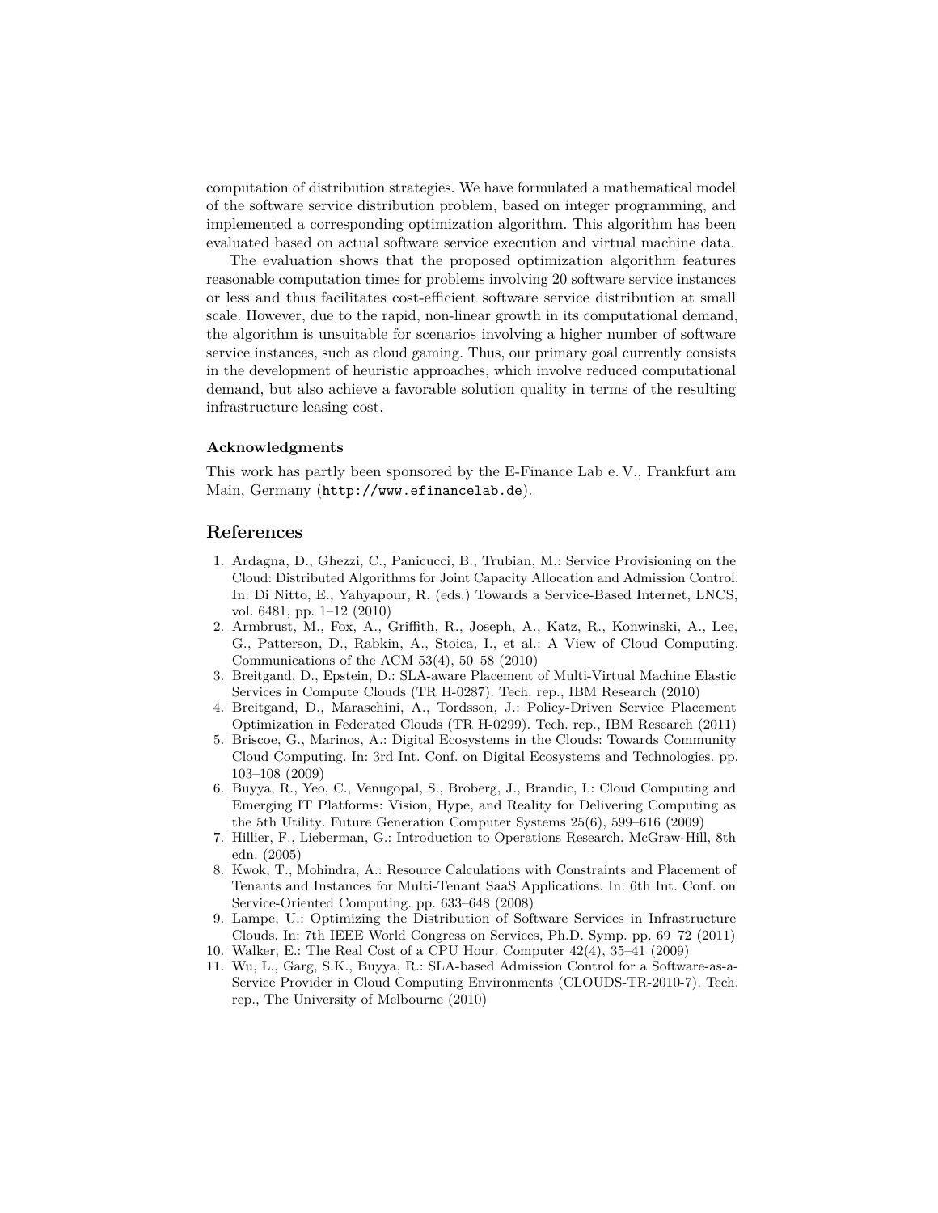computation of distribution strategies. We have formulated a mathematical model of the software service distribution problem, based on integer programming, and implemented a corresponding optimization algorithm. This algorithm has been evaluated based on actual software service execution and virtual machine data.

The evaluation shows that the proposed optimization algorithm features reasonable computation times for problems involving 20 software service instances or less and thus facilitates cost-efficient software service distribution at small scale. However, due to the rapid, non-linear growth in its computational demand, the algorithm is unsuitable for scenarios involving a higher number of software service instances, such as cloud gaming. Thus, our primary goal currently consists in the development of heuristic approaches, which involve reduced computational demand, but also achieve a favorable solution quality in terms of the resulting infrastructure leasing cost.

### Acknowledgments

This work has partly been sponsored by the E-Finance Lab e. V., Frankfurt am Main, Germany (`http://www.efinancelab.de`).

## References

1. Ardagna, D., Ghezzi, C., Panicucci, B., Trubian, M.: Service Provisioning on the Cloud: Distributed Algorithms for Joint Capacity Allocation and Admission Control. In: Di Nitto, E., Yahyapour, R. (eds.) Towards a Service-Based Internet, LNCS, vol. 6481, pp. 1–12 (2010)
2. Armbrust, M., Fox, A., Griffith, R., Joseph, A., Katz, R., Konwinski, A., Lee, G., Patterson, D., Rabkin, A., Stoica, I., et al.: A View of Cloud Computing. Communications of the ACM 53(4), 50–58 (2010)
3. Breitgand, D., Epstein, D.: SLA-aware Placement of Multi-Virtual Machine Elastic Services in Compute Clouds (TR H-0287). Tech. rep., IBM Research (2010)
4. Breitgand, D., Maraschini, A., Tordsson, J.: Policy-Driven Service Placement Optimization in Federated Clouds (TR H-0299). Tech. rep., IBM Research (2011)
5. Briscoe, G., Marinos, A.: Digital Ecosystems in the Clouds: Towards Community Cloud Computing. In: 3rd Int. Conf. on Digital Ecosystems and Technologies. pp. 103–108 (2009)
6. Buyya, R., Yeo, C., Venugopal, S., Broberg, J., Brandic, I.: Cloud Computing and Emerging IT Platforms: Vision, Hype, and Reality for Delivering Computing as the 5th Utility. Future Generation Computer Systems 25(6), 599–616 (2009)
7. Hillier, F., Lieberman, G.: Introduction to Operations Research. McGraw-Hill, 8th edn. (2005)
8. Kwok, T., Mohindra, A.: Resource Calculations with Constraints and Placement of Tenants and Instances for Multi-Tenant SaaS Applications. In: 6th Int. Conf. on Service-Oriented Computing. pp. 633–648 (2008)
9. Lampe, U.: Optimizing the Distribution of Software Services in Infrastructure Clouds. In: 7th IEEE World Congress on Services, Ph.D. Symp. pp. 69–72 (2011)
10. Walker, E.: The Real Cost of a CPU Hour. Computer 42(4), 35–41 (2009)
11. Wu, L., Garg, S.K., Buyya, R.: SLA-based Admission Control for a Software-as-a-Service Provider in Cloud Computing Environments (CLOUDS-TR-2010-7). Tech. rep., The University of Melbourne (2010)